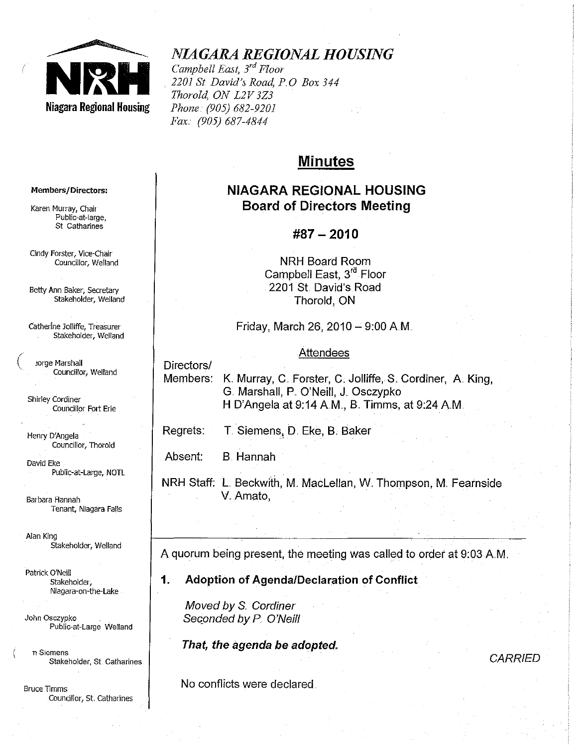# NIAGARA REGIONAL HOUSING

*Campbell East, 3rd Floor*
*2201 St David's Road, P.O Box 344*
*Thorold, ON L2V 3Z3*
*Phone: (905) 682-9201*
*Fax.: (905) 687-4844*

**Members/Directors:**

Karen Murray, Chair
Public-at-large, St Catharines

Cindy Forster, Vice-Chair
Councillor, Welland

Betty Ann Baker, Secretary
Stakeholder, Welland

Catherine Jolliffe, Treasurer
Stakeholder, Welland

ɔorge Marshall
Councillor, Welland

Shirley Cordiner
Councillor Fort Erie

Henry D'Angela
Councillor, Thorold

David Eke
Public-at-Large, NOTL

Barbara Hannah
Tenant, Niagara Falls

Alan King
Stakeholder, Welland

Patrick O'Neill
Stakeholder, Niagara-on-the-Lake

John Osczypko
Public-at-Large Welland

n Siemens
Stakeholder, St Catharines

Bruce Timms
Councillor, St. Catharines

## Minutes

## NIAGARA REGIONAL HOUSING
## Board of Directors Meeting

## #87 – 2010

NRH Board Room
Campbell East, 3rd Floor
2201 St. David's Road
Thorold, ON

Friday, March 26, 2010 – 9:00 A.M.

Attendees

Directors/ Members: K. Murray, C. Forster, C. Jolliffe, S. Cordiner, A. King, G. Marshall, P. O'Neill, J. Osczypko
H D'Angela at 9:14 A.M., B. Timms, at 9:24 A.M.

Regrets: T. Siemens, D. Eke, B. Baker

Absent: B. Hannah

NRH Staff: L. Beckwith, M. MacLellan, W. Thompson, M. Fearnside
V. Amato,

---

A quorum being present, the meeting was called to order at 9:03 A.M.

### 1. Adoption of Agenda/Declaration of Conflict

*Moved by S. Cordiner*
*Seconded by P. O'Neill*

***That, the agenda be adopted.***

*CARRIED*

No conflicts were declared.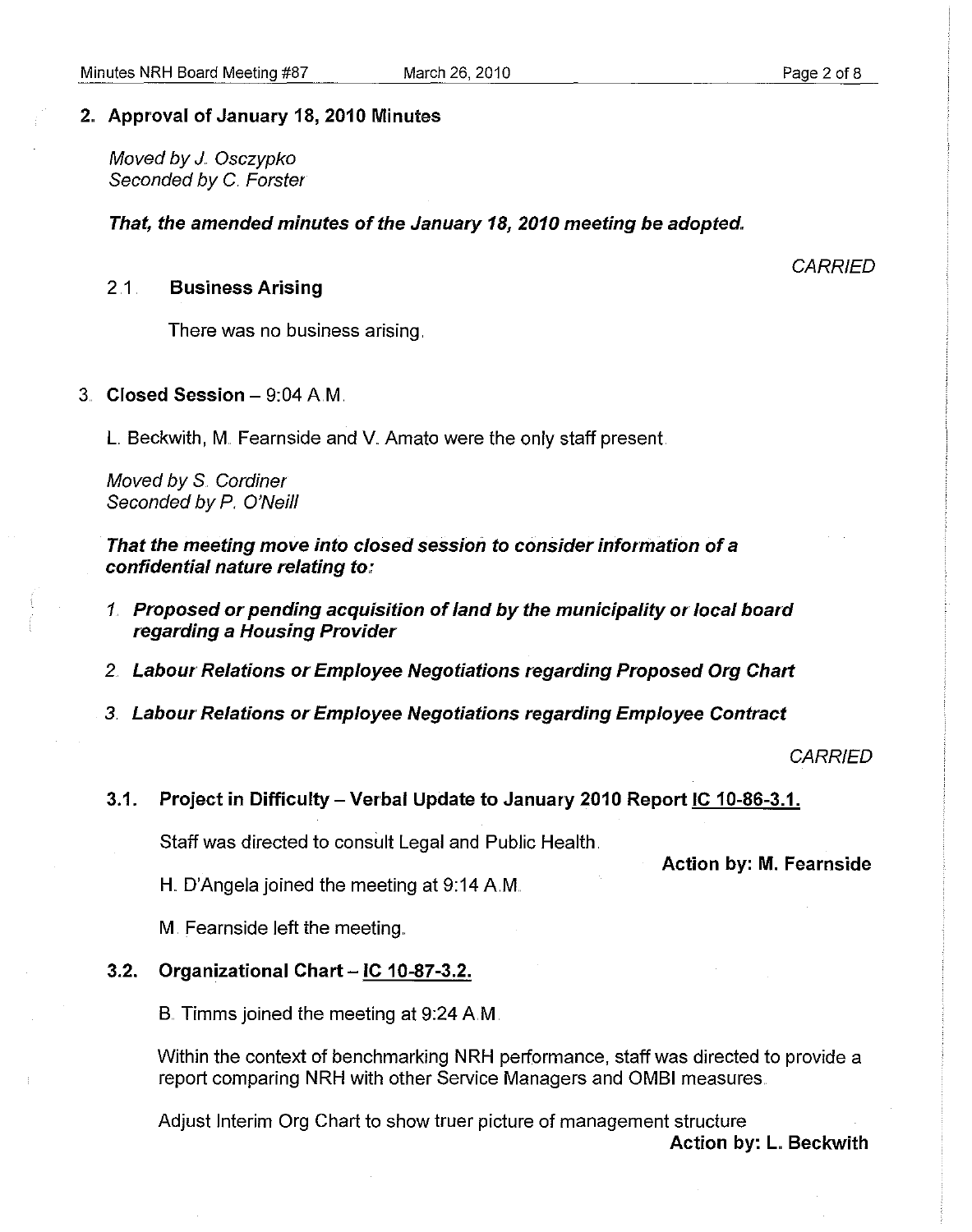## 2. Approval of January 18, 2010 Minutes

*Moved by J. Osczypko*
*Seconded by C. Forster*

***That, the amended minutes of the January 18, 2010 meeting be adopted.***

*CARRIED*

### 2.1. Business Arising

There was no business arising.

## 3. Closed Session – 9:04 A.M.

L. Beckwith, M. Fearnside and V. Amato were the only staff present.

*Moved by S. Cordiner*
*Seconded by P. O'Neill*

***That the meeting move into closed session to consider information of a confidential nature relating to:***

1. ***Proposed or pending acquisition of land by the municipality or local board regarding a Housing Provider***
2. ***Labour Relations or Employee Negotiations regarding Proposed Org Chart***
3. ***Labour Relations or Employee Negotiations regarding Employee Contract***

*CARRIED*

### 3.1. Project in Difficulty – Verbal Update to January 2010 Report IC 10-86-3.1.

Staff was directed to consult Legal and Public Health.

**Action by: M. Fearnside**

H. D'Angela joined the meeting at 9:14 A.M.

M. Fearnside left the meeting.

### 3.2. Organizational Chart – IC 10-87-3.2.

B. Timms joined the meeting at 9:24 A.M.

Within the context of benchmarking NRH performance, staff was directed to provide a report comparing NRH with other Service Managers and OMBI measures.

Adjust Interim Org Chart to show truer picture of management structure

**Action by: L. Beckwith**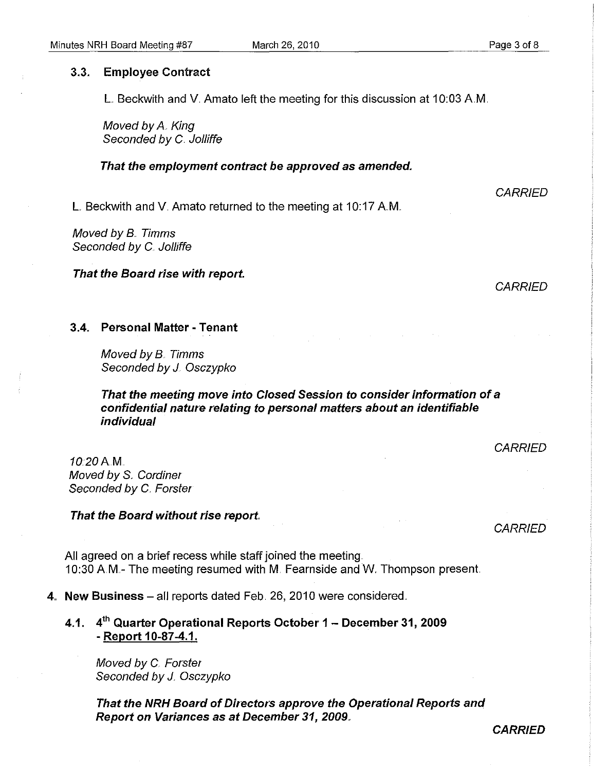### 3.3. Employee Contract

L. Beckwith and V. Amato left the meeting for this discussion at 10:03 A.M.

*Moved by A. King*
*Seconded by C. Jolliffe*

***That the employment contract be approved as amended.***

*CARRIED*

L. Beckwith and V. Amato returned to the meeting at 10:17 A.M.

*Moved by B. Timms*
*Seconded by C. Jolliffe*

***That the Board rise with report.***

*CARRIED*

### 3.4. Personal Matter - Tenant

*Moved by B. Timms*
*Seconded by J. Osczypko*

***That the meeting move into Closed Session to consider information of a confidential nature relating to personal matters about an identifiable individual***

*CARRIED*

*10:20 A.M.*
*Moved by S. Cordiner*
*Seconded by C. Forster*

***That the Board without rise report.***

*CARRIED*

All agreed on a brief recess while staff joined the meeting.
10:30 A.M.- The meeting resumed with M. Fearnside and W. Thompson present.

## 4. New Business – all reports dated Feb. 26, 2010 were considered.

### 4.1. 4th Quarter Operational Reports October 1 – December 31, 2009 - Report 10-87-4.1.

*Moved by C. Forster*
*Seconded by J. Osczypko*

***That the NRH Board of Directors approve the Operational Reports and Report on Variances as at December 31, 2009.***

***CARRIED***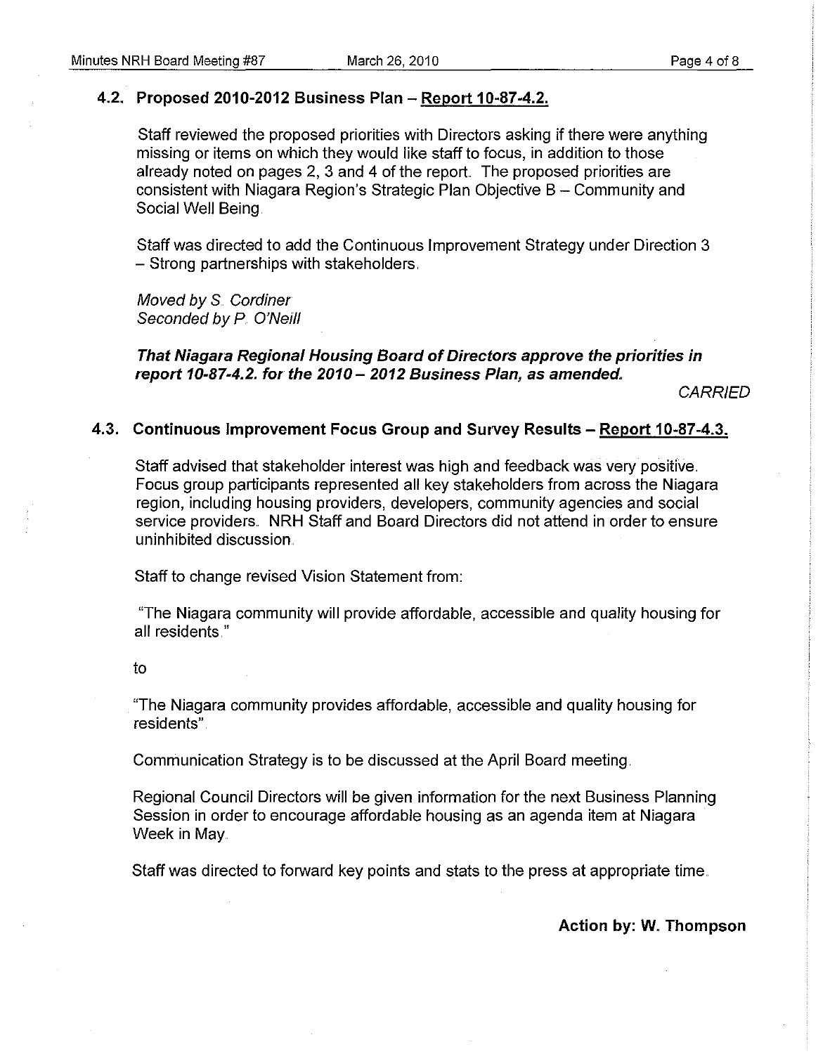### 4.2. Proposed 2010-2012 Business Plan – Report 10-87-4.2.

Staff reviewed the proposed priorities with Directors asking if there were anything missing or items on which they would like staff to focus, in addition to those already noted on pages 2, 3 and 4 of the report. The proposed priorities are consistent with Niagara Region's Strategic Plan Objective B – Community and Social Well Being.

Staff was directed to add the Continuous Improvement Strategy under Direction 3 – Strong partnerships with stakeholders.

*Moved by S. Cordiner*
*Seconded by P. O'Neill*

***That Niagara Regional Housing Board of Directors approve the priorities in report 10-87-4.2. for the 2010 – 2012 Business Plan, as amended.***

*CARRIED*

### 4.3. Continuous Improvement Focus Group and Survey Results – Report 10-87-4.3.

Staff advised that stakeholder interest was high and feedback was very positive. Focus group participants represented all key stakeholders from across the Niagara region, including housing providers, developers, community agencies and social service providers. NRH Staff and Board Directors did not attend in order to ensure uninhibited discussion.

Staff to change revised Vision Statement from:

"The Niagara community will provide affordable, accessible and quality housing for all residents."

to

"The Niagara community provides affordable, accessible and quality housing for residents".

Communication Strategy is to be discussed at the April Board meeting.

Regional Council Directors will be given information for the next Business Planning Session in order to encourage affordable housing as an agenda item at Niagara Week in May.

Staff was directed to forward key points and stats to the press at appropriate time.

**Action by: W. Thompson**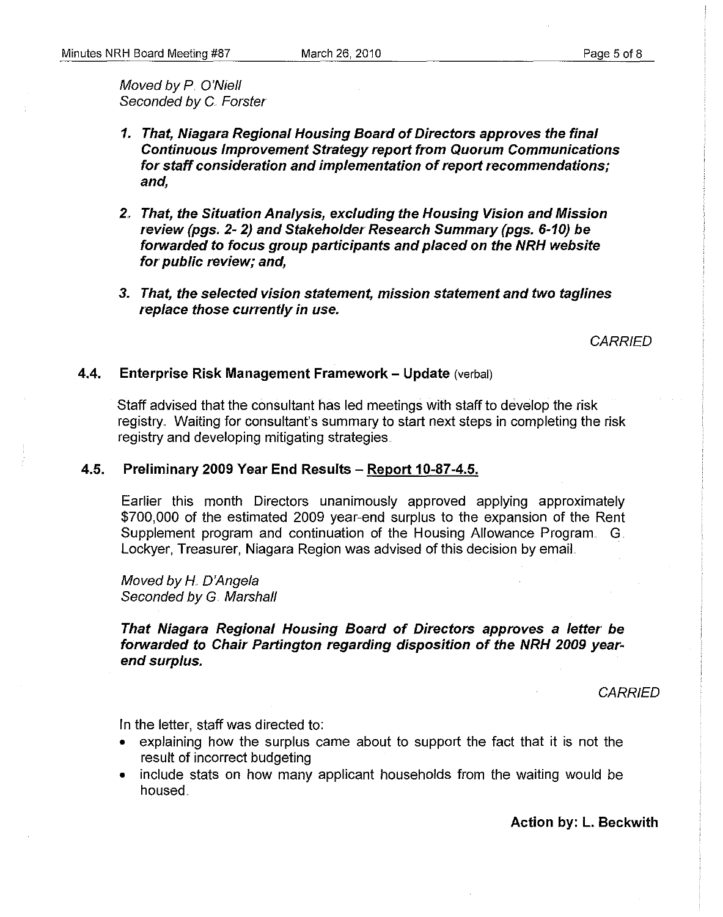*Moved by P. O'Niell*
*Seconded by C. Forster*

1. ***That, Niagara Regional Housing Board of Directors approves the final Continuous Improvement Strategy report from Quorum Communications for staff consideration and implementation of report recommendations; and,***

2. ***That, the Situation Analysis, excluding the Housing Vision and Mission review (pgs. 2- 2) and Stakeholder Research Summary (pgs. 6-10) be forwarded to focus group participants and placed on the NRH website for public review; and,***

3. ***That, the selected vision statement, mission statement and two taglines replace those currently in use.***

*CARRIED*

### 4.4. Enterprise Risk Management Framework – Update (verbal)

Staff advised that the consultant has led meetings with staff to develop the risk registry. Waiting for consultant's summary to start next steps in completing the risk registry and developing mitigating strategies.

### 4.5. Preliminary 2009 Year End Results – Report 10-87-4.5.

Earlier this month Directors unanimously approved applying approximately $700,000 of the estimated 2009 year-end surplus to the expansion of the Rent Supplement program and continuation of the Housing Allowance Program. G. Lockyer, Treasurer, Niagara Region was advised of this decision by email.

*Moved by H. D'Angela*
*Seconded by G. Marshall*

***That Niagara Regional Housing Board of Directors approves a letter be forwarded to Chair Partington regarding disposition of the NRH 2009 year-end surplus.***

*CARRIED*

In the letter, staff was directed to:

- explaining how the surplus came about to support the fact that it is not the result of incorrect budgeting
- include stats on how many applicant households from the waiting would be housed.

**Action by: L. Beckwith**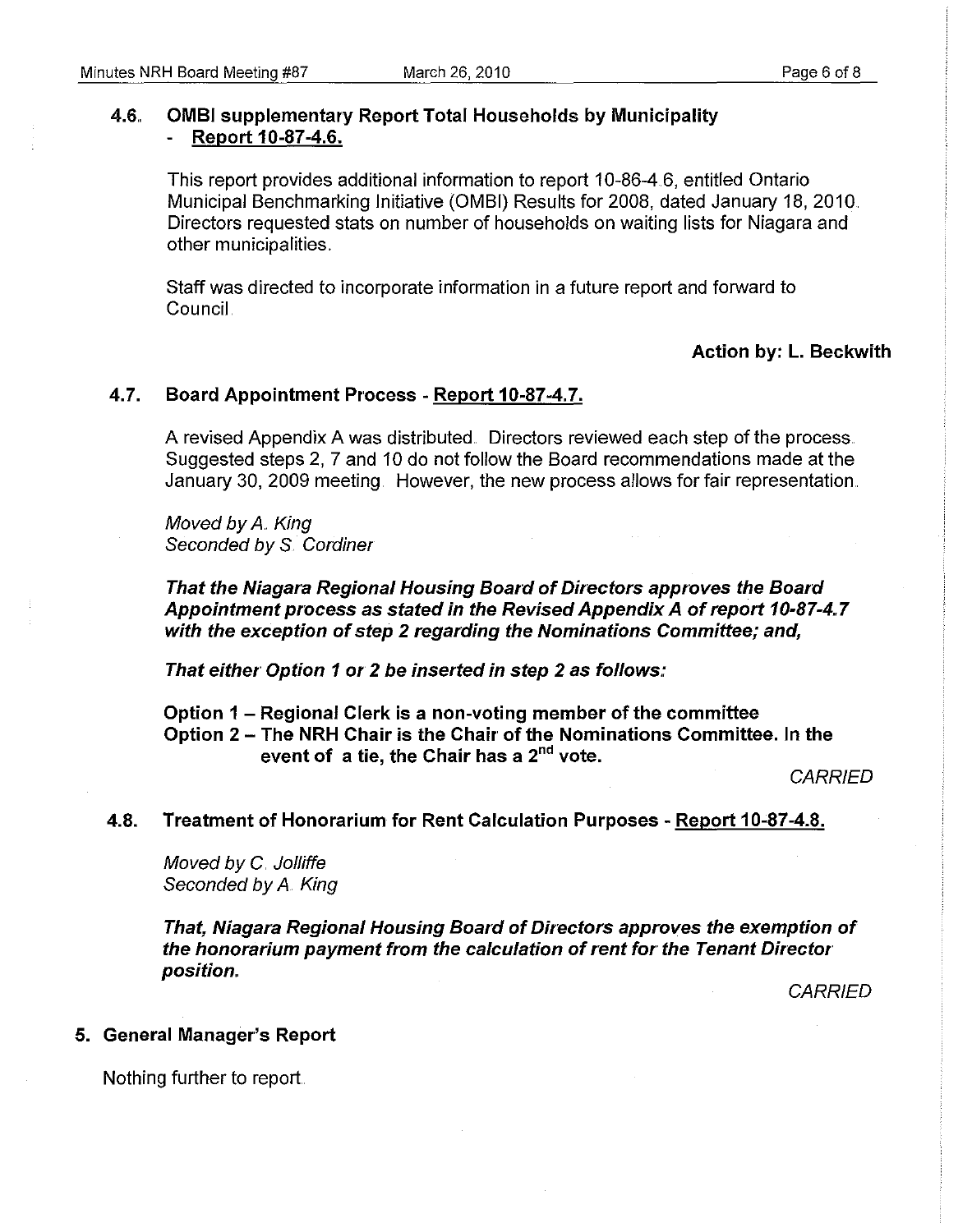### 4.6. OMBI supplementary Report Total Households by Municipality - Report 10-87-4.6.

This report provides additional information to report 10-86-4.6, entitled Ontario Municipal Benchmarking Initiative (OMBI) Results for 2008, dated January 18, 2010. Directors requested stats on number of households on waiting lists for Niagara and other municipalities.

Staff was directed to incorporate information in a future report and forward to Council.

**Action by: L. Beckwith**

### 4.7. Board Appointment Process - Report 10-87-4.7.

A revised Appendix A was distributed. Directors reviewed each step of the process. Suggested steps 2, 7 and 10 do not follow the Board recommendations made at the January 30, 2009 meeting. However, the new process allows for fair representation.

*Moved by A. King*
*Seconded by S. Cordiner*

***That the Niagara Regional Housing Board of Directors approves the Board Appointment process as stated in the Revised Appendix A of report 10-87-4.7 with the exception of step 2 regarding the Nominations Committee; and,***

***That either Option 1 or 2 be inserted in step 2 as follows:***

**Option 1 – Regional Clerk is a non-voting member of the committee**
**Option 2 – The NRH Chair is the Chair of the Nominations Committee. In the event of a tie, the Chair has a 2nd vote.**

*CARRIED*

### 4.8. Treatment of Honorarium for Rent Calculation Purposes - Report 10-87-4.8.

*Moved by C. Jolliffe*
*Seconded by A. King*

***That, Niagara Regional Housing Board of Directors approves the exemption of the honorarium payment from the calculation of rent for the Tenant Director position.***

*CARRIED*

## 5. General Manager's Report

Nothing further to report.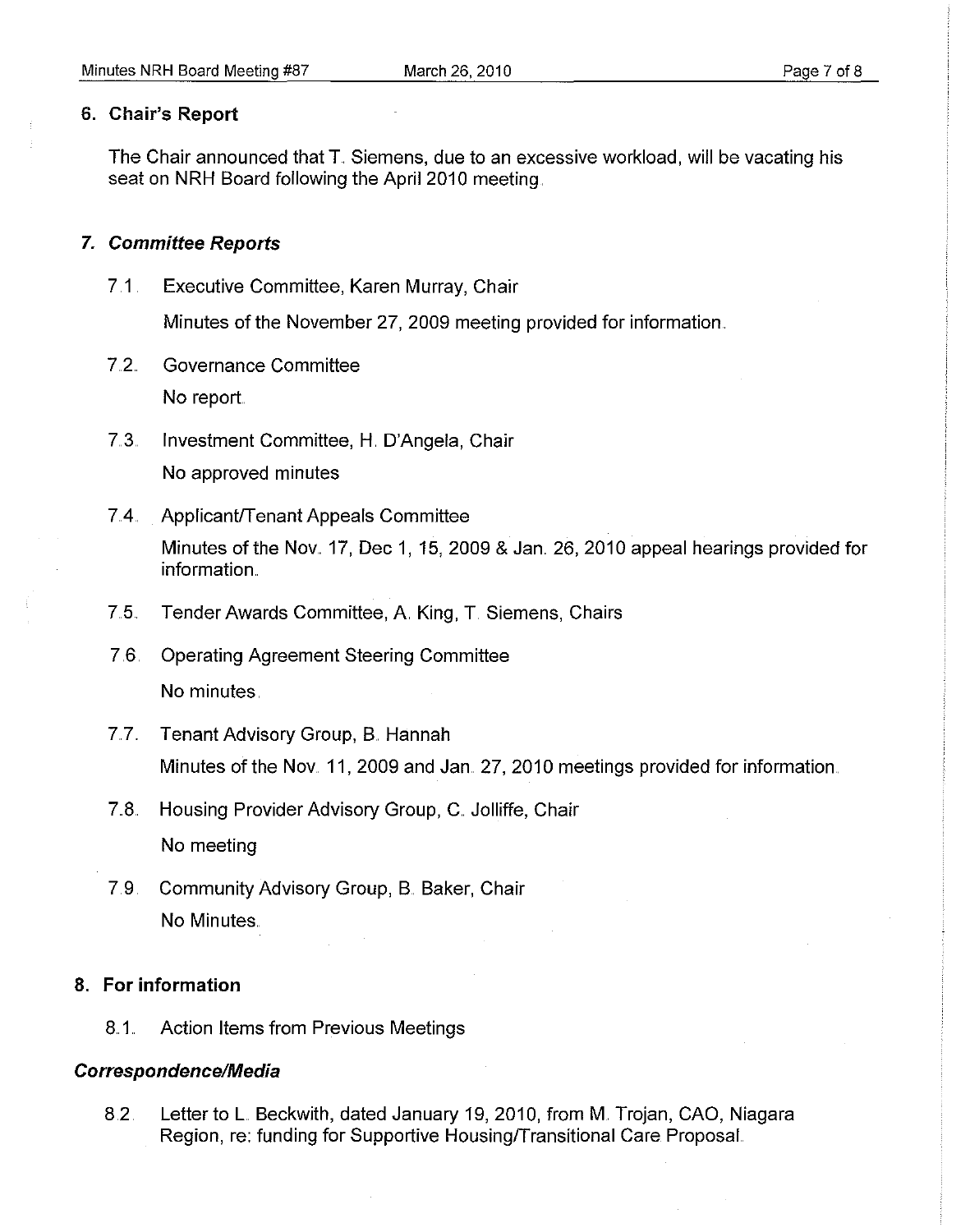## 6. Chair's Report

The Chair announced that T. Siemens, due to an excessive workload, will be vacating his seat on NRH Board following the April 2010 meeting.

## *7. Committee Reports*

7.1. Executive Committee, Karen Murray, Chair

Minutes of the November 27, 2009 meeting provided for information.

7.2. Governance Committee

No report.

7.3. Investment Committee, H. D'Angela, Chair

No approved minutes

7.4. Applicant/Tenant Appeals Committee

Minutes of the Nov. 17, Dec 1, 15, 2009 & Jan. 26, 2010 appeal hearings provided for information.

7.5. Tender Awards Committee, A. King, T. Siemens, Chairs

7.6. Operating Agreement Steering Committee

No minutes.

7.7. Tenant Advisory Group, B. Hannah

Minutes of the Nov. 11, 2009 and Jan. 27, 2010 meetings provided for information.

7.8. Housing Provider Advisory Group, C. Jolliffe, Chair

No meeting

7.9. Community Advisory Group, B. Baker, Chair

No Minutes.

## 8. For information

8.1. Action Items from Previous Meetings

### *Correspondence/Media*

8.2. Letter to L. Beckwith, dated January 19, 2010, from M. Trojan, CAO, Niagara Region, re: funding for Supportive Housing/Transitional Care Proposal.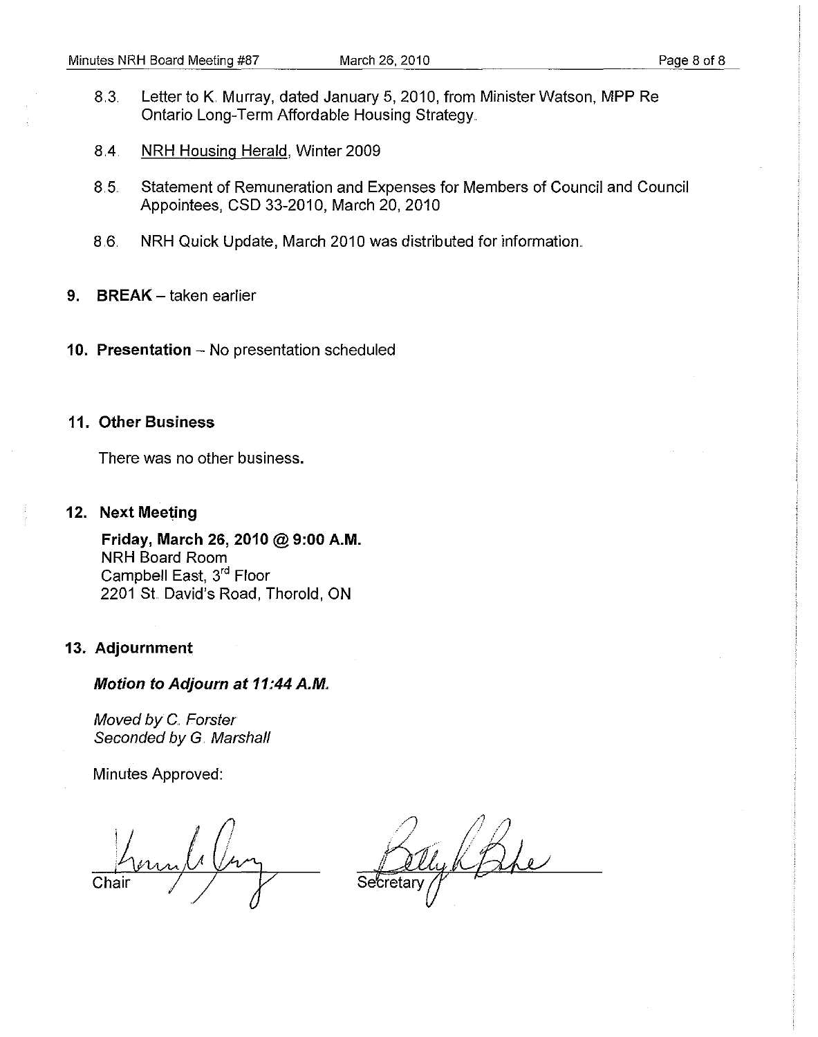8.3. Letter to K. Murray, dated January 5, 2010, from Minister Watson, MPP Re Ontario Long-Term Affordable Housing Strategy.

8.4. NRH Housing Herald, Winter 2009

8.5. Statement of Remuneration and Expenses for Members of Council and Council Appointees, CSD 33-2010, March 20, 2010

8.6. NRH Quick Update, March 2010 was distributed for information.

## 9. BREAK – taken earlier

## 10. Presentation – No presentation scheduled

## 11. Other Business

There was no other business.

## 12. Next Meeting

**Friday, March 26, 2010 @ 9:00 A.M.**
NRH Board Room
Campbell East, 3rd Floor
2201 St. David's Road, Thorold, ON

## 13. Adjournment

***Motion to Adjourn at 11:44 A.M.***

*Moved by C. Forster*
*Seconded by G. Marshall*

Minutes Approved:

Chair

Secretary